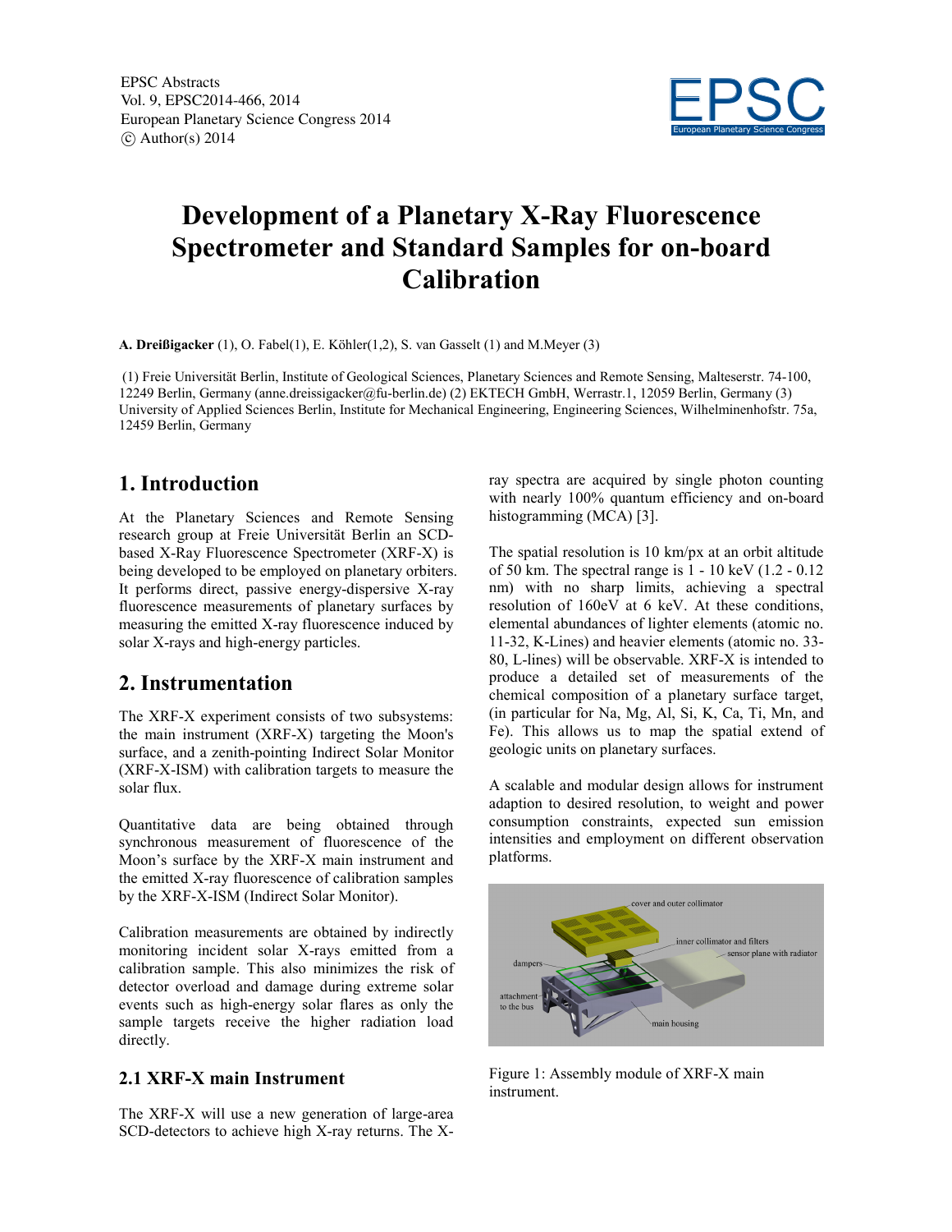# Development of a Planetary X-Ray Fluorescence Spectrometer and Standard Samples for on-board Calibration

**A. Dreißigacker** (1), O. Fabel(1), E. Köhler(1,2), S. van Gasselt (1) and M.Meyer (3)

(1) Freie Universität Berlin, Institute of Geological Sciences, Planetary Sciences and Remote Sensing, Malteserstr. 74-100, 12249 Berlin, Germany (anne.dreissigacker@fu-berlin.de) (2) EKTECH GmbH, Werrastr.1, 12059 Berlin, Germany (3) University of Applied Sciences Berlin, Institute for Mechanical Engineering, Engineering Sciences, Wilhelminenhofstr. 75a, 12459 Berlin, Germany

## 1. Introduction

At the Planetary Sciences and Remote Sensing research group at Freie Universität Berlin an SCD-based X-Ray Fluorescence Spectrometer (XRF-X) is being developed to be employed on planetary orbiters. It performs direct, passive energy-dispersive X-ray fluorescence measurements of planetary surfaces by measuring the emitted X-ray fluorescence induced by solar X-rays and high-energy particles.

## 2. Instrumentation

The XRF-X experiment consists of two subsystems: the main instrument (XRF-X) targeting the Moon's surface, and a zenith-pointing Indirect Solar Monitor (XRF-X-ISM) with calibration targets to measure the solar flux.

Quantitative data are being obtained through synchronous measurement of fluorescence of the Moon's surface by the XRF-X main instrument and the emitted X-ray fluorescence of calibration samples by the XRF-X-ISM (Indirect Solar Monitor).

Calibration measurements are obtained by indirectly monitoring incident solar X-rays emitted from a calibration sample. This also minimizes the risk of detector overload and damage during extreme solar events such as high-energy solar flares as only the sample targets receive the higher radiation load directly.

### 2.1 XRF-X main Instrument

The XRF-X will use a new generation of large-area SCD-detectors to achieve high X-ray returns. The X-ray spectra are acquired by single photon counting with nearly 100% quantum efficiency and on-board histogramming (MCA) [3].

The spatial resolution is 10 km/px at an orbit altitude of 50 km. The spectral range is 1 - 10 keV (1.2 - 0.12 nm) with no sharp limits, achieving a spectral resolution of 160eV at 6 keV. At these conditions, elemental abundances of lighter elements (atomic no. 11-32, K-Lines) and heavier elements (atomic no. 33-80, L-lines) will be observable. XRF-X is intended to produce a detailed set of measurements of the chemical composition of a planetary surface target, (in particular for Na, Mg, Al, Si, K, Ca, Ti, Mn, and Fe). This allows us to map the spatial extend of geologic units on planetary surfaces.

A scalable and modular design allows for instrument adaption to desired resolution, to weight and power consumption constraints, expected sun emission intensities and employment on different observation platforms.

Figure 1: Assembly module of XRF-X main instrument.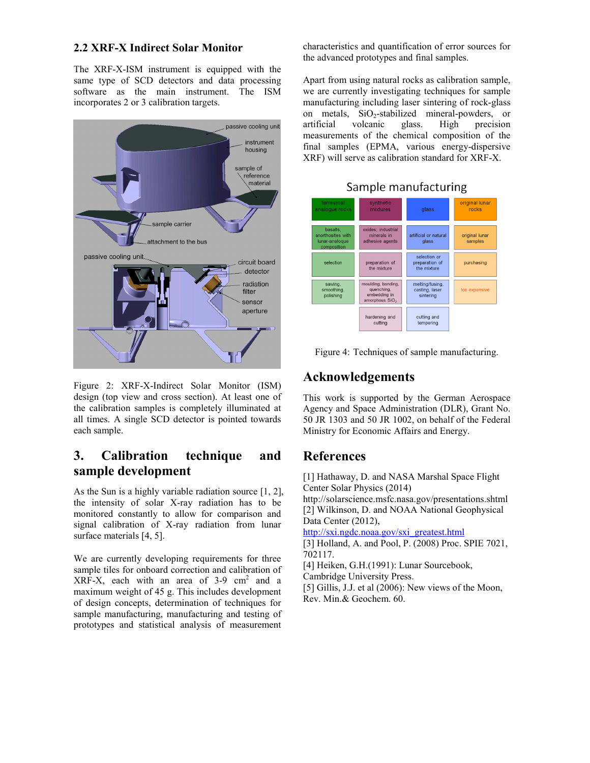## 2.2 XRF-X Indirect Solar Monitor

The XRF-X-ISM instrument is equipped with the same type of SCD detectors and data processing software as the main instrument. The ISM incorporates 2 or 3 calibration targets.

passive cooling unit
instrument housing
sample of reference material
sample carrier
attachment to the bus
passive cooling unit
circuit board
detector
radiation filter
sensor aperture

Figure 2: XRF-X-Indirect Solar Monitor (ISM) design (top view and cross section). At least one of the calibration samples is completely illuminated at all times. A single SCD detector is pointed towards each sample.

# 3. Calibration technique and sample development

As the Sun is a highly variable radiation source [1, 2], the intensity of solar X-ray radiation has to be monitored constantly to allow for comparison and signal calibration of X-ray radiation from lunar surface materials [4, 5].

We are currently developing requirements for three sample tiles for onboard correction and calibration of XRF-X, each with an area of 3-9 $cm^2$ and a maximum weight of 45 g. This includes development of design concepts, determination of techniques for sample manufacturing, manufacturing and testing of prototypes and statistical analysis of measurement characteristics and quantification of error sources for the advanced prototypes and final samples.

Apart from using natural rocks as calibration sample, we are currently investigating techniques for sample manufacturing including laser sintering of rock-glass on metals, $SiO_2$-stabilized mineral-powders, or artificial volcanic glass. High precision measurements of the chemical composition of the final samples (EPMA, various energy-dispersive XRF) will serve as calibration standard for XRF-X.

Sample manufacturing

| | | | |
|---|---|---|---|
| terrestrial analogue rocks | synthetic mixtures | glass | original lunar rocks |
| basalts, anorthosites with lunar-analogue composition | oxides; industrial minerals in adhesive agents | artificial or natural glass | original lunar samples |
| selection | preparation of the mixture | selection or preparation of the mixture | purchasing |
| sawing, smoothing, polishing | moulding, bonding, quenching, embedding in amorphous $SiO_2$ | melting/fusing, casting, laser sintering | too expensive |
| | hardening and cutting | cutting and tempering | |

Figure 4: Techniques of sample manufacturing.

# Acknowledgements

This work is supported by the German Aerospace Agency and Space Administration (DLR), Grant No. 50 JR 1303 and 50 JR 1002, on behalf of the Federal Ministry for Economic Affairs and Energy.

# References

[1] Hathaway, D. and NASA Marshal Space Flight Center Solar Physics (2014) http://solarscience.msfc.nasa.gov/presentations.shtml
[2] Wilkinson, D. and NOAA National Geophysical Data Center (2012), http://sxi.ngdc.noaa.gov/sxi_greatest.html
[3] Holland, A. and Pool, P. (2008) Proc. SPIE 7021, 702117.
[4] Heiken, G.H.(1991): Lunar Sourcebook, Cambridge University Press.
[5] Gillis, J.J. et al (2006): New views of the Moon, Rev. Min.& Geochem. 60.